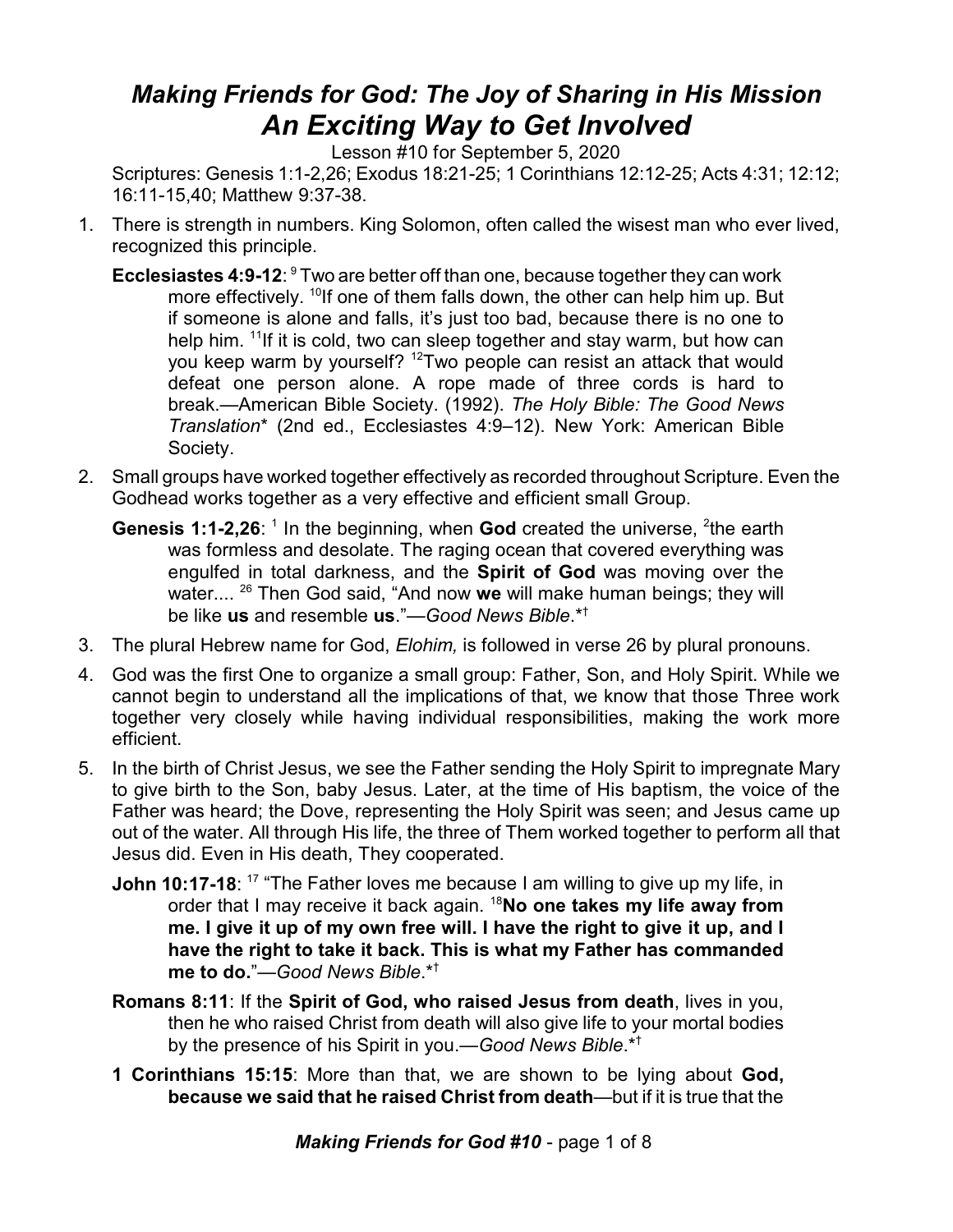# *Making Friends for God: The Joy of Sharing in His Mission*
## *An Exciting Way to Get Involved*

Lesson #10 for September 5, 2020

Scriptures: Genesis 1:1-2,26; Exodus 18:21-25; 1 Corinthians 12:12-25; Acts 4:31; 12:12; 16:11-15,40; Matthew 9:37-38.

1. There is strength in numbers. King Solomon, often called the wisest man who ever lived, recognized this principle.

   **Ecclesiastes 4:9-12**: [9] Two are better off than one, because together they can work more effectively. [10]If one of them falls down, the other can help him up. But if someone is alone and falls, it's just too bad, because there is no one to help him. [11]If it is cold, two can sleep together and stay warm, but how can you keep warm by yourself? [12]Two people can resist an attack that would defeat one person alone. A rope made of three cords is hard to break.—American Bible Society. (1992). *The Holy Bible: The Good News Translation*\* (2nd ed., Ecclesiastes 4:9–12). New York: American Bible Society.

2. Small groups have worked together effectively as recorded throughout Scripture. Even the Godhead works together as a very effective and efficient small Group.

   **Genesis 1:1-2,26**: [1] In the beginning, when **God** created the universe, [2]the earth was formless and desolate. The raging ocean that covered everything was engulfed in total darkness, and the **Spirit of God** was moving over the water.... [26] Then God said, "And now **we** will make human beings; they will be like **us** and resemble **us**."—*Good News Bible*.\*†

3. The plural Hebrew name for God, *Elohim,* is followed in verse 26 by plural pronouns.

4. God was the first One to organize a small group: Father, Son, and Holy Spirit. While we cannot begin to understand all the implications of that, we know that those Three work together very closely while having individual responsibilities, making the work more efficient.

5. In the birth of Christ Jesus, we see the Father sending the Holy Spirit to impregnate Mary to give birth to the Son, baby Jesus. Later, at the time of His baptism, the voice of the Father was heard; the Dove, representing the Holy Spirit was seen; and Jesus came up out of the water. All through His life, the three of Them worked together to perform all that Jesus did. Even in His death, They cooperated.

   **John 10:17-18**: [17] "The Father loves me because I am willing to give up my life, in order that I may receive it back again. [18]**No one takes my life away from me. I give it up of my own free will. I have the right to give it up, and I have the right to take it back. This is what my Father has commanded me to do.**"—*Good News Bible*.\*†

   **Romans 8:11**: If the **Spirit of God, who raised Jesus from death**, lives in you, then he who raised Christ from death will also give life to your mortal bodies by the presence of his Spirit in you.—*Good News Bible*.\*†

   **1 Corinthians 15:15**: More than that, we are shown to be lying about **God, because we said that he raised Christ from death**—but if it is true that the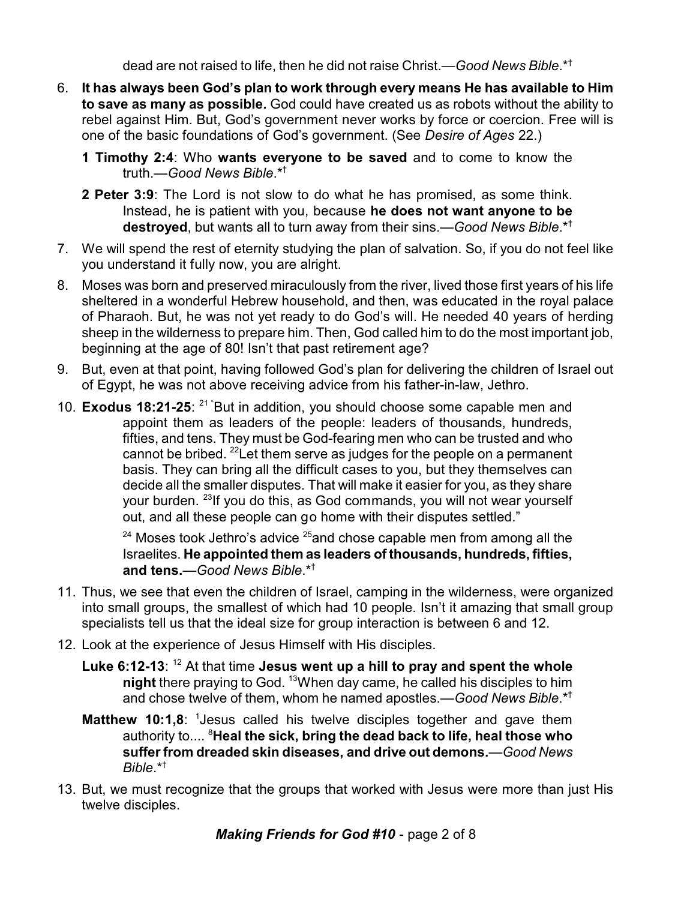dead are not raised to life, then he did not raise Christ.—*Good News Bible*.*†

6. **It has always been God's plan to work through every means He has available to Him to save as many as possible.** God could have created us as robots without the ability to rebel against Him. But, God's government never works by force or coercion. Free will is one of the basic foundations of God's government. (See *Desire of Ages* 22.)

   **1 Timothy 2:4**: Who **wants everyone to be saved** and to come to know the truth.—*Good News Bible*.*†

   **2 Peter 3:9**: The Lord is not slow to do what he has promised, as some think. Instead, he is patient with you, because **he does not want anyone to be destroyed**, but wants all to turn away from their sins.—*Good News Bible*.*†

7. We will spend the rest of eternity studying the plan of salvation. So, if you do not feel like you understand it fully now, you are alright.

8. Moses was born and preserved miraculously from the river, lived those first years of his life sheltered in a wonderful Hebrew household, and then, was educated in the royal palace of Pharaoh. But, he was not yet ready to do God's will. He needed 40 years of herding sheep in the wilderness to prepare him. Then, God called him to do the most important job, beginning at the age of 80! Isn't that past retirement age?

9. But, even at that point, having followed God's plan for delivering the children of Israel out of Egypt, he was not above receiving advice from his father-in-law, Jethro.

10. **Exodus 18:21-25**: [21] "But in addition, you should choose some capable men and appoint them as leaders of the people: leaders of thousands, hundreds, fifties, and tens. They must be God-fearing men who can be trusted and who cannot be bribed. [22]Let them serve as judges for the people on a permanent basis. They can bring all the difficult cases to you, but they themselves can decide all the smaller disputes. That will make it easier for you, as they share your burden. [23]If you do this, as God commands, you will not wear yourself out, and all these people can go home with their disputes settled."

    [24] Moses took Jethro's advice [25]and chose capable men from among all the Israelites. **He appointed them as leaders of thousands, hundreds, fifties, and tens.**—*Good News Bible*.*†

11. Thus, we see that even the children of Israel, camping in the wilderness, were organized into small groups, the smallest of which had 10 people. Isn't it amazing that small group specialists tell us that the ideal size for group interaction is between 6 and 12.

12. Look at the experience of Jesus Himself with His disciples.

    **Luke 6:12-13**: [12] At that time **Jesus went up a hill to pray and spent the whole night** there praying to God. [13]When day came, he called his disciples to him and chose twelve of them, whom he named apostles.—*Good News Bible*.*†

    **Matthew 10:1,8**: [1]Jesus called his twelve disciples together and gave them authority to.... [8]**Heal the sick, bring the dead back to life, heal those who suffer from dreaded skin diseases, and drive out demons.**—*Good News Bible*.*†

13. But, we must recognize that the groups that worked with Jesus were more than just His twelve disciples.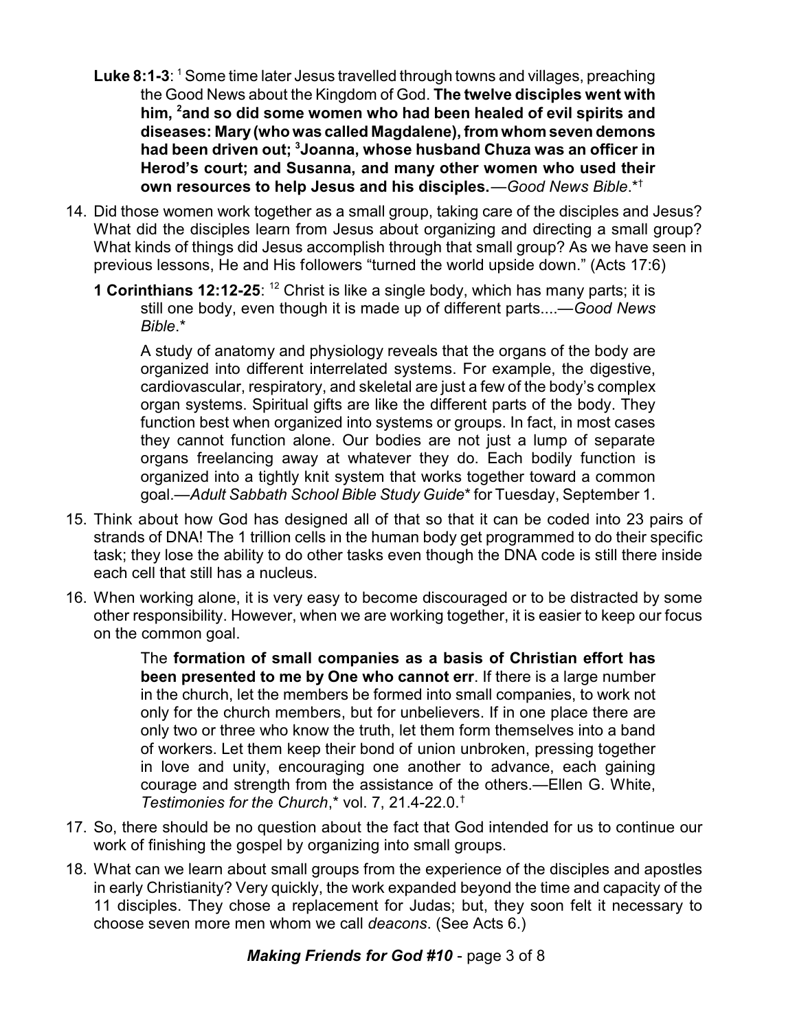**Luke 8:1-3**: [1] Some time later Jesus travelled through towns and villages, preaching the Good News about the Kingdom of God. **The twelve disciples went with him, [2]and so did some women who had been healed of evil spirits and diseases: Mary (who was called Magdalene), from whom seven demons had been driven out; [3]Joanna, whose husband Chuza was an officer in Herod's court; and Susanna, and many other women who used their own resources to help Jesus and his disciples.**—*Good News Bible*.*†

14. Did those women work together as a small group, taking care of the disciples and Jesus? What did the disciples learn from Jesus about organizing and directing a small group? What kinds of things did Jesus accomplish through that small group? As we have seen in previous lessons, He and His followers "turned the world upside down." (Acts 17:6)

   **1 Corinthians 12:12-25**: [12] Christ is like a single body, which has many parts; it is still one body, even though it is made up of different parts....—*Good News Bible*.*

   > A study of anatomy and physiology reveals that the organs of the body are organized into different interrelated systems. For example, the digestive, cardiovascular, respiratory, and skeletal are just a few of the body's complex organ systems. Spiritual gifts are like the different parts of the body. They function best when organized into systems or groups. In fact, in most cases they cannot function alone. Our bodies are not just a lump of separate organs freelancing away at whatever they do. Each bodily function is organized into a tightly knit system that works together toward a common goal.—*Adult Sabbath School Bible Study Guide** for Tuesday, September 1.

15. Think about how God has designed all of that so that it can be coded into 23 pairs of strands of DNA! The 1 trillion cells in the human body get programmed to do their specific task; they lose the ability to do other tasks even though the DNA code is still there inside each cell that still has a nucleus.

16. When working alone, it is very easy to become discouraged or to be distracted by some other responsibility. However, when we are working together, it is easier to keep our focus on the common goal.

   > The **formation of small companies as a basis of Christian effort has been presented to me by One who cannot err**. If there is a large number in the church, let the members be formed into small companies, to work not only for the church members, but for unbelievers. If in one place there are only two or three who know the truth, let them form themselves into a band of workers. Let them keep their bond of union unbroken, pressing together in love and unity, encouraging one another to advance, each gaining courage and strength from the assistance of the others.—Ellen G. White, *Testimonies for the Church*,* vol. 7, 21.4-22.0.†

17. So, there should be no question about the fact that God intended for us to continue our work of finishing the gospel by organizing into small groups.

18. What can we learn about small groups from the experience of the disciples and apostles in early Christianity? Very quickly, the work expanded beyond the time and capacity of the 11 disciples. They chose a replacement for Judas; but, they soon felt it necessary to choose seven more men whom we call *deacons*. (See Acts 6.)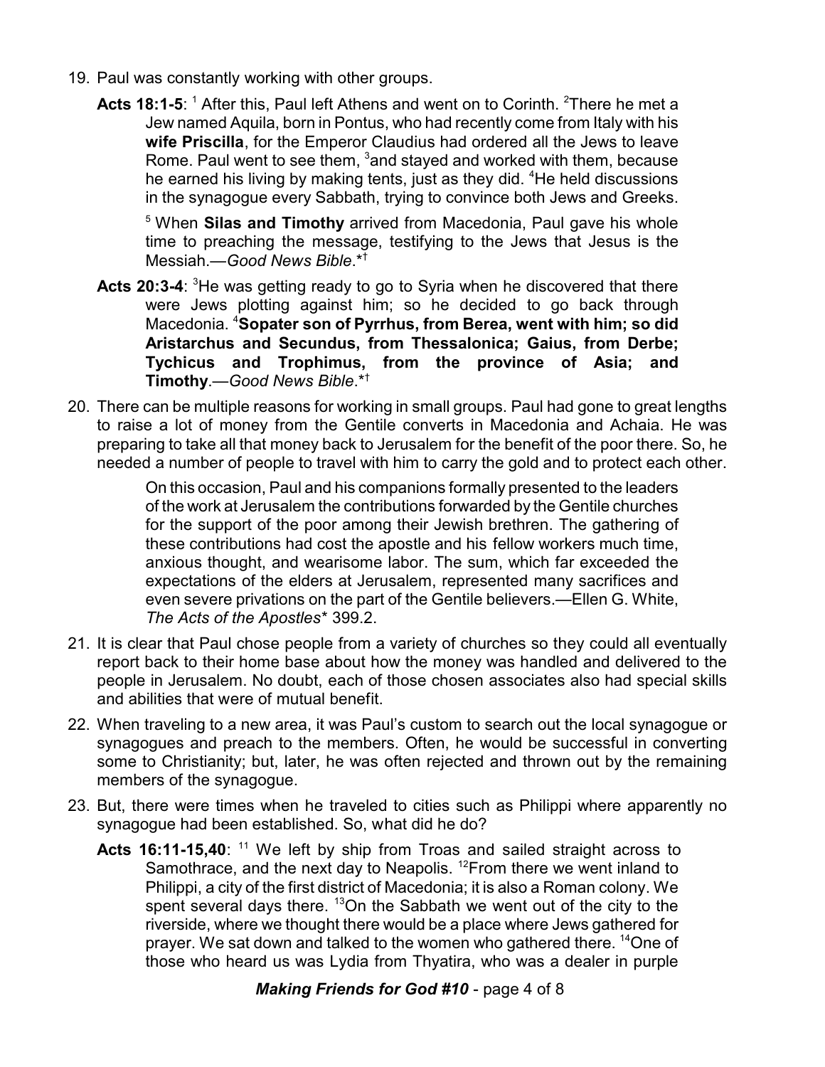19. Paul was constantly working with other groups.

    **Acts 18:1-5**: [1] After this, Paul left Athens and went on to Corinth. [2]There he met a Jew named Aquila, born in Pontus, who had recently come from Italy with his **wife Priscilla**, for the Emperor Claudius had ordered all the Jews to leave Rome. Paul went to see them, [3]and stayed and worked with them, because he earned his living by making tents, just as they did. [4]He held discussions in the synagogue every Sabbath, trying to convince both Jews and Greeks.

    [5] When **Silas and Timothy** arrived from Macedonia, Paul gave his whole time to preaching the message, testifying to the Jews that Jesus is the Messiah.—*Good News Bible*.*†

    **Acts 20:3-4**: [3]He was getting ready to go to Syria when he discovered that there were Jews plotting against him; so he decided to go back through Macedonia. [4]**Sopater son of Pyrrhus, from Berea, went with him; so did Aristarchus and Secundus, from Thessalonica; Gaius, from Derbe; Tychicus and Trophimus, from the province of Asia; and Timothy**.—*Good News Bible*.*†

20. There can be multiple reasons for working in small groups. Paul had gone to great lengths to raise a lot of money from the Gentile converts in Macedonia and Achaia. He was preparing to take all that money back to Jerusalem for the benefit of the poor there. So, he needed a number of people to travel with him to carry the gold and to protect each other.

    > On this occasion, Paul and his companions formally presented to the leaders of the work at Jerusalem the contributions forwarded by the Gentile churches for the support of the poor among their Jewish brethren. The gathering of these contributions had cost the apostle and his fellow workers much time, anxious thought, and wearisome labor. The sum, which far exceeded the expectations of the elders at Jerusalem, represented many sacrifices and even severe privations on the part of the Gentile believers.—Ellen G. White, *The Acts of the Apostles** 399.2.

21. It is clear that Paul chose people from a variety of churches so they could all eventually report back to their home base about how the money was handled and delivered to the people in Jerusalem. No doubt, each of those chosen associates also had special skills and abilities that were of mutual benefit.

22. When traveling to a new area, it was Paul's custom to search out the local synagogue or synagogues and preach to the members. Often, he would be successful in converting some to Christianity; but, later, he was often rejected and thrown out by the remaining members of the synagogue.

23. But, there were times when he traveled to cities such as Philippi where apparently no synagogue had been established. So, what did he do?

    **Acts 16:11-15,40**: [11] We left by ship from Troas and sailed straight across to Samothrace, and the next day to Neapolis. [12]From there we went inland to Philippi, a city of the first district of Macedonia; it is also a Roman colony. We spent several days there. [13]On the Sabbath we went out of the city to the riverside, where we thought there would be a place where Jews gathered for prayer. We sat down and talked to the women who gathered there. [14]One of those who heard us was Lydia from Thyatira, who was a dealer in purple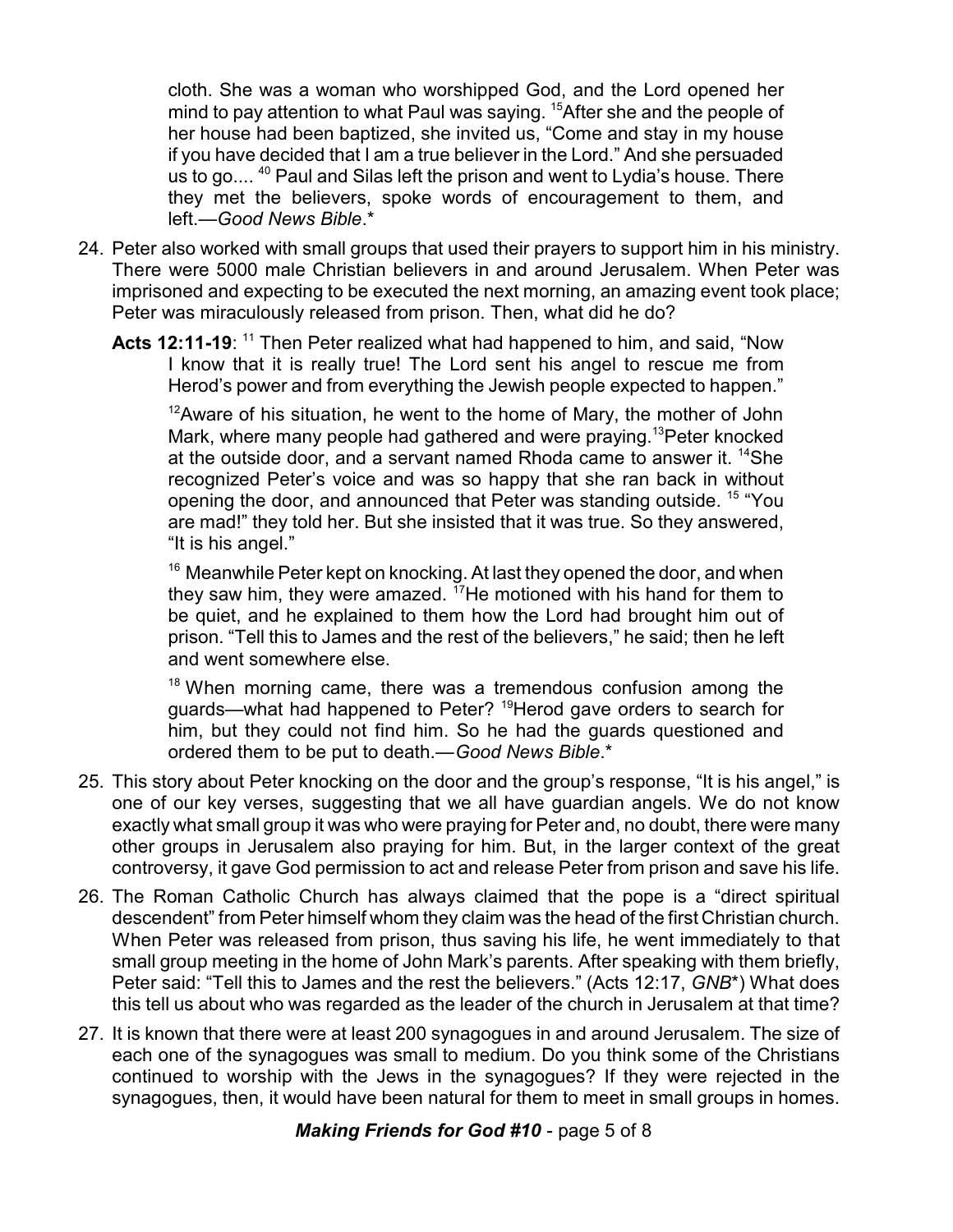cloth. She was a woman who worshipped God, and the Lord opened her mind to pay attention to what Paul was saying. [15]After she and the people of her house had been baptized, she invited us, "Come and stay in my house if you have decided that I am a true believer in the Lord." And she persuaded us to go.... [40] Paul and Silas left the prison and went to Lydia's house. There they met the believers, spoke words of encouragement to them, and left.—*Good News Bible*.*

24. Peter also worked with small groups that used their prayers to support him in his ministry. There were 5000 male Christian believers in and around Jerusalem. When Peter was imprisoned and expecting to be executed the next morning, an amazing event took place; Peter was miraculously released from prison. Then, what did he do?

    **Acts 12:11-19**: [11] Then Peter realized what had happened to him, and said, "Now I know that it is really true! The Lord sent his angel to rescue me from Herod's power and from everything the Jewish people expected to happen."

    [12]Aware of his situation, he went to the home of Mary, the mother of John Mark, where many people had gathered and were praying.[13]Peter knocked at the outside door, and a servant named Rhoda came to answer it. [14]She recognized Peter's voice and was so happy that she ran back in without opening the door, and announced that Peter was standing outside. [15] "You are mad!" they told her. But she insisted that it was true. So they answered, "It is his angel."

    [16] Meanwhile Peter kept on knocking. At last they opened the door, and when they saw him, they were amazed. [17]He motioned with his hand for them to be quiet, and he explained to them how the Lord had brought him out of prison. "Tell this to James and the rest of the believers," he said; then he left and went somewhere else.

    [18] When morning came, there was a tremendous confusion among the guards—what had happened to Peter? [19]Herod gave orders to search for him, but they could not find him. So he had the guards questioned and ordered them to be put to death.—*Good News Bible*.*

25. This story about Peter knocking on the door and the group's response, "It is his angel," is one of our key verses, suggesting that we all have guardian angels. We do not know exactly what small group it was who were praying for Peter and, no doubt, there were many other groups in Jerusalem also praying for him. But, in the larger context of the great controversy, it gave God permission to act and release Peter from prison and save his life.

26. The Roman Catholic Church has always claimed that the pope is a "direct spiritual descendent" from Peter himself whom they claim was the head of the first Christian church. When Peter was released from prison, thus saving his life, he went immediately to that small group meeting in the home of John Mark's parents. After speaking with them briefly, Peter said: "Tell this to James and the rest the believers." (Acts 12:17, *GNB**) What does this tell us about who was regarded as the leader of the church in Jerusalem at that time?

27. It is known that there were at least 200 synagogues in and around Jerusalem. The size of each one of the synagogues was small to medium. Do you think some of the Christians continued to worship with the Jews in the synagogues? If they were rejected in the synagogues, then, it would have been natural for them to meet in small groups in homes.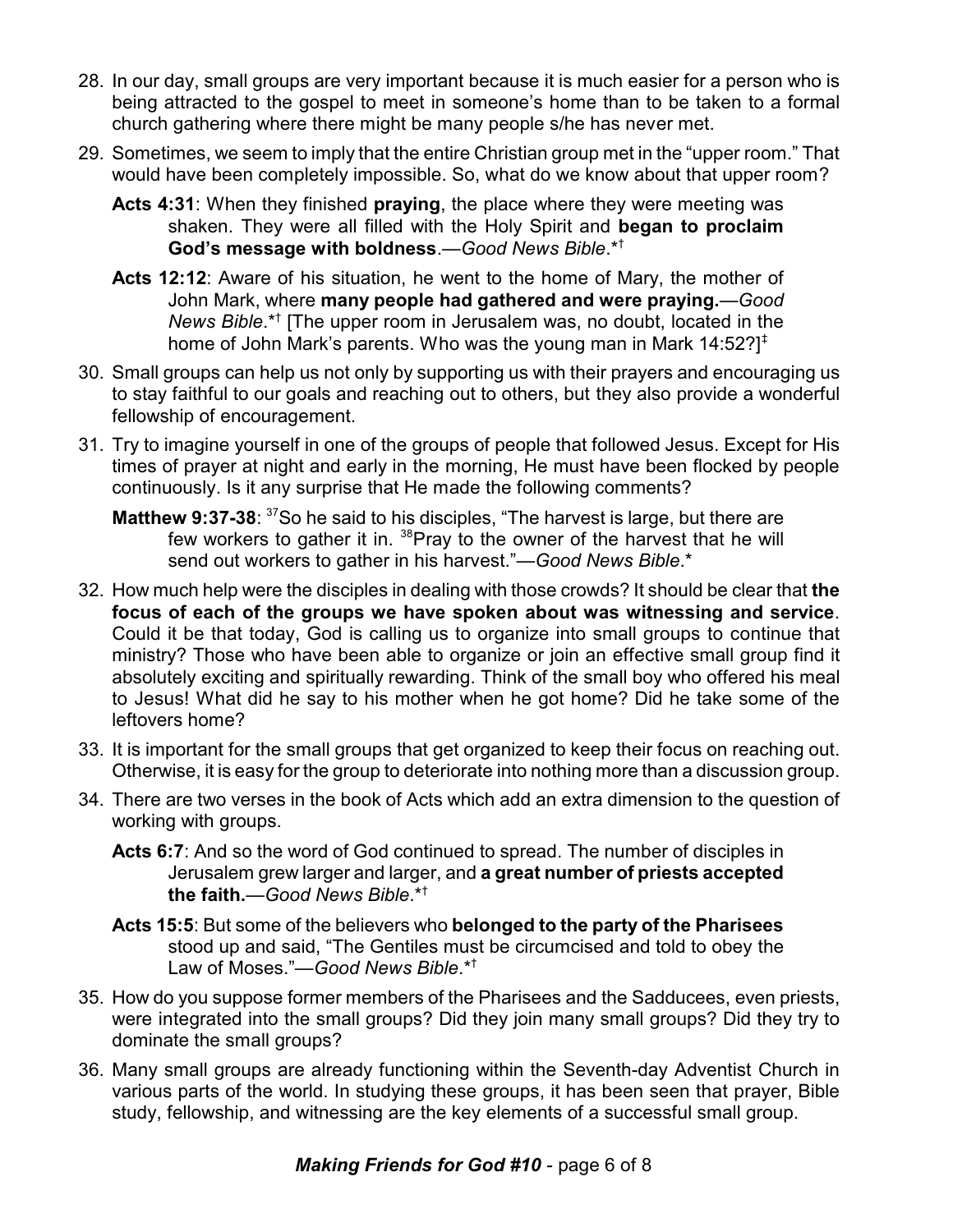28. In our day, small groups are very important because it is much easier for a person who is being attracted to the gospel to meet in someone's home than to be taken to a formal church gathering where there might be many people s/he has never met.

29. Sometimes, we seem to imply that the entire Christian group met in the "upper room." That would have been completely impossible. So, what do we know about that upper room?

    **Acts 4:31**: When they finished **praying**, the place where they were meeting was shaken. They were all filled with the Holy Spirit and **began to proclaim God's message with boldness**.—*Good News Bible*.*†

    **Acts 12:12**: Aware of his situation, he went to the home of Mary, the mother of John Mark, where **many people had gathered and were praying.**—*Good News Bible*.*† [The upper room in Jerusalem was, no doubt, located in the home of John Mark's parents. Who was the young man in Mark 14:52?]‡

30. Small groups can help us not only by supporting us with their prayers and encouraging us to stay faithful to our goals and reaching out to others, but they also provide a wonderful fellowship of encouragement.

31. Try to imagine yourself in one of the groups of people that followed Jesus. Except for His times of prayer at night and early in the morning, He must have been flocked by people continuously. Is it any surprise that He made the following comments?

    **Matthew 9:37-38**: [37]So he said to his disciples, "The harvest is large, but there are few workers to gather it in. [38]Pray to the owner of the harvest that he will send out workers to gather in his harvest."—*Good News Bible*.*

32. How much help were the disciples in dealing with those crowds? It should be clear that **the focus of each of the groups we have spoken about was witnessing and service**. Could it be that today, God is calling us to organize into small groups to continue that ministry? Those who have been able to organize or join an effective small group find it absolutely exciting and spiritually rewarding. Think of the small boy who offered his meal to Jesus! What did he say to his mother when he got home? Did he take some of the leftovers home?

33. It is important for the small groups that get organized to keep their focus on reaching out. Otherwise, it is easy for the group to deteriorate into nothing more than a discussion group.

34. There are two verses in the book of Acts which add an extra dimension to the question of working with groups.

    **Acts 6:7**: And so the word of God continued to spread. The number of disciples in Jerusalem grew larger and larger, and **a great number of priests accepted the faith.**—*Good News Bible*.*†

    **Acts 15:5**: But some of the believers who **belonged to the party of the Pharisees** stood up and said, "The Gentiles must be circumcised and told to obey the Law of Moses."—*Good News Bible*.*†

35. How do you suppose former members of the Pharisees and the Sadducees, even priests, were integrated into the small groups? Did they join many small groups? Did they try to dominate the small groups?

36. Many small groups are already functioning within the Seventh-day Adventist Church in various parts of the world. In studying these groups, it has been seen that prayer, Bible study, fellowship, and witnessing are the key elements of a successful small group.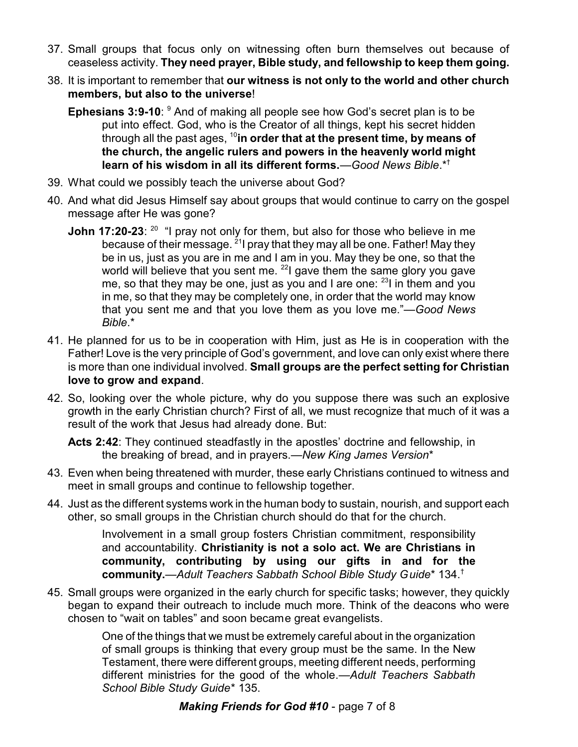37. Small groups that focus only on witnessing often burn themselves out because of ceaseless activity. **They need prayer, Bible study, and fellowship to keep them going.**

38. It is important to remember that **our witness is not only to the world and other church members, but also to the universe**!

    **Ephesians 3:9-10**: [9] And of making all people see how God's secret plan is to be put into effect. God, who is the Creator of all things, kept his secret hidden through all the past ages, [10]**in order that at the present time, by means of the church, the angelic rulers and powers in the heavenly world might learn of his wisdom in all its different forms.**—*Good News Bible*.*†

39. What could we possibly teach the universe about God?

40. And what did Jesus Himself say about groups that would continue to carry on the gospel message after He was gone?

    **John 17:20-23**: [20] "I pray not only for them, but also for those who believe in me because of their message. [21]I pray that they may all be one. Father! May they be in us, just as you are in me and I am in you. May they be one, so that the world will believe that you sent me. [22]I gave them the same glory you gave me, so that they may be one, just as you and I are one: [23]I in them and you in me, so that they may be completely one, in order that the world may know that you sent me and that you love them as you love me."—*Good News Bible*.*

41. He planned for us to be in cooperation with Him, just as He is in cooperation with the Father! Love is the very principle of God's government, and love can only exist where there is more than one individual involved. **Small groups are the perfect setting for Christian love to grow and expand**.

42. So, looking over the whole picture, why do you suppose there was such an explosive growth in the early Christian church? First of all, we must recognize that much of it was a result of the work that Jesus had already done. But:

    **Acts 2:42**: They continued steadfastly in the apostles' doctrine and fellowship, in the breaking of bread, and in prayers.—*New King James Version**

43. Even when being threatened with murder, these early Christians continued to witness and meet in small groups and continue to fellowship together.

44. Just as the different systems work in the human body to sustain, nourish, and support each other, so small groups in the Christian church should do that for the church.

    > Involvement in a small group fosters Christian commitment, responsibility and accountability. **Christianity is not a solo act. We are Christians in community, contributing by using our gifts in and for the community.**—*Adult Teachers Sabbath School Bible Study Guide** 134.†

45. Small groups were organized in the early church for specific tasks; however, they quickly began to expand their outreach to include much more. Think of the deacons who were chosen to "wait on tables" and soon became great evangelists.

    > One of the things that we must be extremely careful about in the organization of small groups is thinking that every group must be the same. In the New Testament, there were different groups, meeting different needs, performing different ministries for the good of the whole.—*Adult Teachers Sabbath School Bible Study Guide** 135.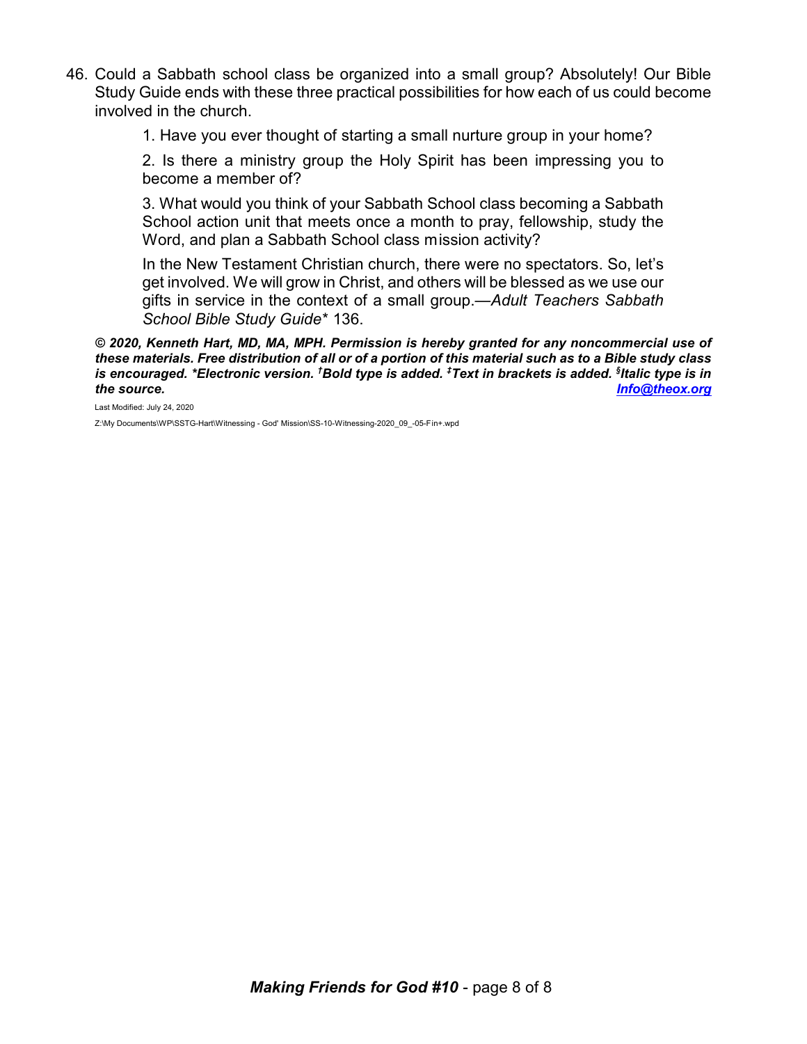46. Could a Sabbath school class be organized into a small group? Absolutely! Our Bible Study Guide ends with these three practical possibilities for how each of us could become involved in the church.

    1. Have you ever thought of starting a small nurture group in your home?

    2. Is there a ministry group the Holy Spirit has been impressing you to become a member of?

    3. What would you think of your Sabbath School class becoming a Sabbath School action unit that meets once a month to pray, fellowship, study the Word, and plan a Sabbath School class mission activity?

    In the New Testament Christian church, there were no spectators. So, let's get involved. We will grow in Christ, and others will be blessed as we use our gifts in service in the context of a small group.—*Adult Teachers Sabbath School Bible Study Guide** 136.

***© 2020, Kenneth Hart, MD, MA, MPH. Permission is hereby granted for any noncommercial use of these materials. Free distribution of all or of a portion of this material such as to a Bible study class is encouraged. *Electronic version. †Bold type is added. ‡Text in brackets is added. §Italic type is in the source.*** ***Info@theox.org***

Last Modified: July 24, 2020

Z:\My Documents\WP\SSTG-Hart\Witnessing - God' Mission\SS-10-Witnessing-2020_09_-05-Fin+.wpd